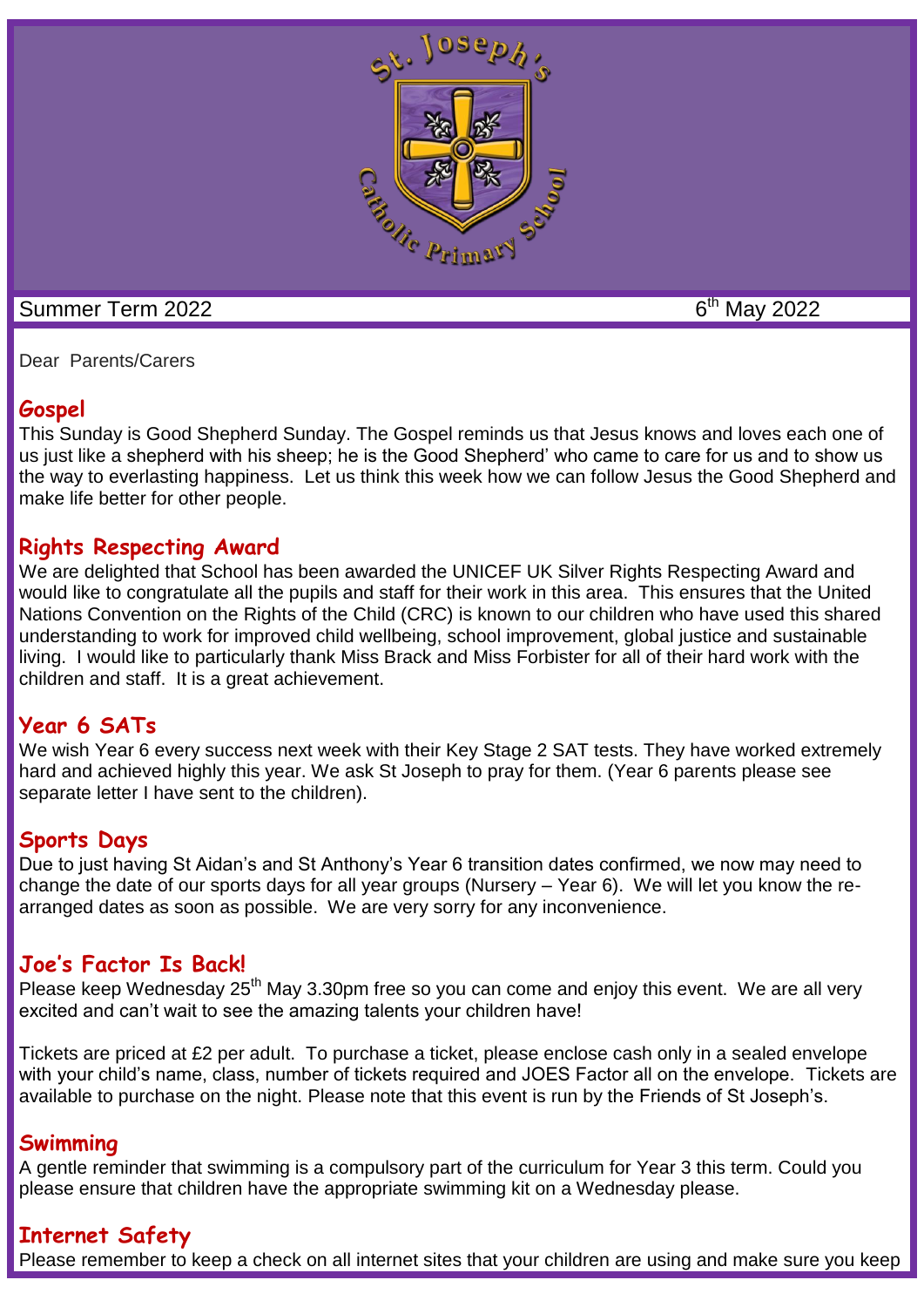Summer Term 2022 6th May 2022

Dear Parents/Carers

## Gospel

This Sunday is Good Shepherd Sunday. The Gospel reminds us that Jesus knows and loves each one of us just like a shepherd with his sheep; he is the Good Shepherd' who came to care for us and to show us the way to everlasting happiness. Let us think this week how we can follow Jesus the Good Shepherd and make life better for other people.

## Rights Respecting Award

We are delighted that School has been awarded the UNICEF UK Silver Rights Respecting Award and would like to congratulate all the pupils and staff for their work in this area. This ensures that the United Nations Convention on the Rights of the Child (CRC) is known to our children who have used this shared understanding to work for improved child wellbeing, school improvement, global justice and sustainable living. I would like to particularly thank Miss Brack and Miss Forbister for all of their hard work with the children and staff. It is a great achievement.

## Year 6 SATs

We wish Year 6 every success next week with their Key Stage 2 SAT tests. They have worked extremely hard and achieved highly this year. We ask St Joseph to pray for them. (Year 6 parents please see separate letter I have sent to the children).

## Sports Days

Due to just having St Aidan's and St Anthony's Year 6 transition dates confirmed, we now may need to change the date of our sports days for all year groups (Nursery – Year 6). We will let you know the re-arranged dates as soon as possible. We are very sorry for any inconvenience.

## Joe's Factor Is Back!

Please keep Wednesday 25th May 3.30pm free so you can come and enjoy this event. We are all very excited and can't wait to see the amazing talents your children have!

Tickets are priced at £2 per adult. To purchase a ticket, please enclose cash only in a sealed envelope with your child's name, class, number of tickets required and JOES Factor all on the envelope. Tickets are available to purchase on the night. Please note that this event is run by the Friends of St Joseph's.

## Swimming

A gentle reminder that swimming is a compulsory part of the curriculum for Year 3 this term. Could you please ensure that children have the appropriate swimming kit on a Wednesday please.

## Internet Safety

Please remember to keep a check on all internet sites that your children are using and make sure you keep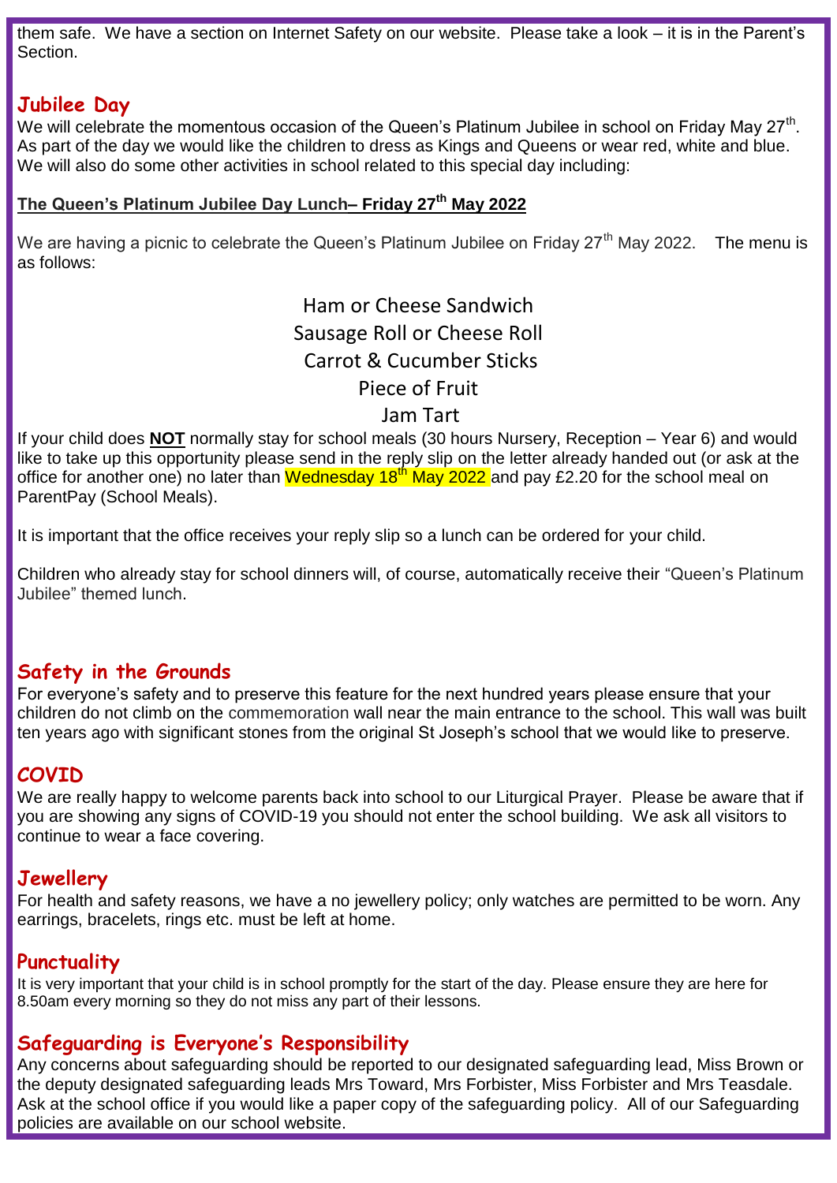them safe. We have a section on Internet Safety on our website. Please take a look – it is in the Parent's Section.

## Jubilee Day

We will celebrate the momentous occasion of the Queen's Platinum Jubilee in school on Friday May 27th. As part of the day we would like the children to dress as Kings and Queens or wear red, white and blue. We will also do some other activities in school related to this special day including:

**The Queen's Platinum Jubilee Day Lunch– Friday 27th May 2022**

We are having a picnic to celebrate the Queen's Platinum Jubilee on Friday 27th May 2022. The menu is as follows:

Ham or Cheese Sandwich
Sausage Roll or Cheese Roll
Carrot & Cucumber Sticks
Piece of Fruit
Jam Tart

If your child does **NOT** normally stay for school meals (30 hours Nursery, Reception – Year 6) and would like to take up this opportunity please send in the reply slip on the letter already handed out (or ask at the office for another one) no later than Wednesday 18th May 2022 and pay £2.20 for the school meal on ParentPay (School Meals).

It is important that the office receives your reply slip so a lunch can be ordered for your child.

Children who already stay for school dinners will, of course, automatically receive their "Queen's Platinum Jubilee" themed lunch.

## Safety in the Grounds

For everyone's safety and to preserve this feature for the next hundred years please ensure that your children do not climb on the commemoration wall near the main entrance to the school. This wall was built ten years ago with significant stones from the original St Joseph's school that we would like to preserve.

## COVID

We are really happy to welcome parents back into school to our Liturgical Prayer. Please be aware that if you are showing any signs of COVID-19 you should not enter the school building. We ask all visitors to continue to wear a face covering.

## Jewellery

For health and safety reasons, we have a no jewellery policy; only watches are permitted to be worn. Any earrings, bracelets, rings etc. must be left at home.

## Punctuality

It is very important that your child is in school promptly for the start of the day. Please ensure they are here for 8.50am every morning so they do not miss any part of their lessons.

## Safeguarding is Everyone's Responsibility

Any concerns about safeguarding should be reported to our designated safeguarding lead, Miss Brown or the deputy designated safeguarding leads Mrs Toward, Mrs Forbister, Miss Forbister and Mrs Teasdale. Ask at the school office if you would like a paper copy of the safeguarding policy. All of our Safeguarding policies are available on our school website.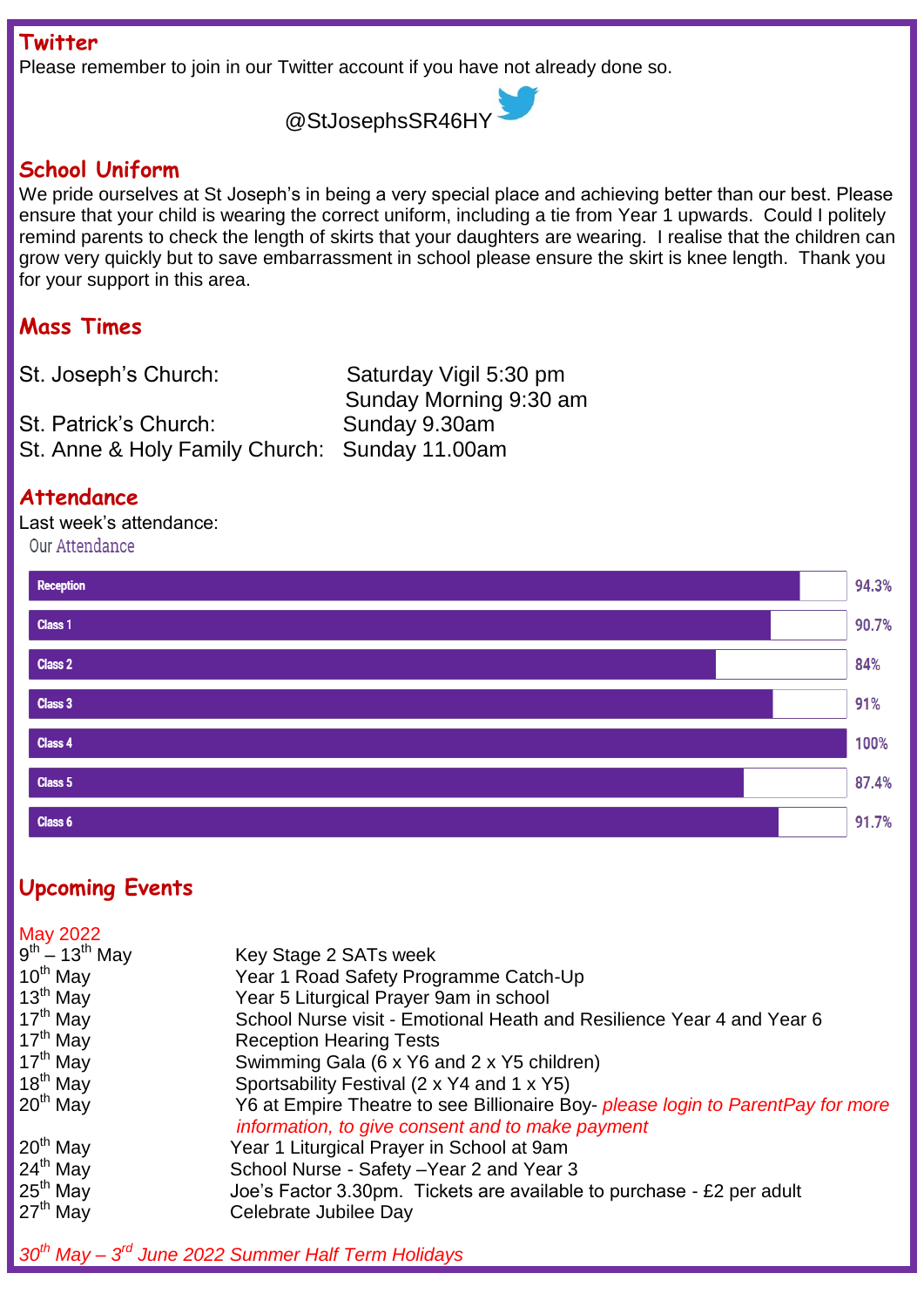## Twitter

Please remember to join in our Twitter account if you have not already done so.

@StJosephsSR46HY

## School Uniform

We pride ourselves at St Joseph's in being a very special place and achieving better than our best. Please ensure that your child is wearing the correct uniform, including a tie from Year 1 upwards. Could I politely remind parents to check the length of skirts that your daughters are wearing. I realise that the children can grow very quickly but to save embarrassment in school please ensure the skirt is knee length. Thank you for your support in this area.

## Mass Times

| | |
|---|---|
| St. Joseph's Church: | Saturday Vigil 5:30 pm |
| | Sunday Morning 9:30 am |
| St. Patrick's Church: | Sunday 9.30am |
| St. Anne & Holy Family Church: | Sunday 11.00am |

## Attendance

Last week's attendance:

Our Attendance

| Class | Attendance |
|---|---|
| Reception | 94.3% |
| Class 1 | 90.7% |
| Class 2 | 84% |
| Class 3 | 91% |
| Class 4 | 100% |
| Class 5 | 87.4% |
| Class 6 | 91.7% |

## Upcoming Events

**May 2022**

| Date | Event |
|---|---|
| 9th – 13th May | Key Stage 2 SATs week |
| 10th May | Year 1 Road Safety Programme Catch-Up |
| 13th May | Year 5 Liturgical Prayer 9am in school |
| 17th May | School Nurse visit - Emotional Heath and Resilience Year 4 and Year 6 |
| 17th May | Reception Hearing Tests |
| 17th May | Swimming Gala (6 x Y6 and 2 x Y5 children) |
| 18th May | Sportsability Festival (2 x Y4 and 1 x Y5) |
| 20th May | Y6 at Empire Theatre to see Billionaire Boy- *please login to ParentPay for more information, to give consent and to make payment* |
| 20th May | Year 1 Liturgical Prayer in School at 9am |
| 24th May | School Nurse - Safety –Year 2 and Year 3 |
| 25th May | Joe's Factor 3.30pm. Tickets are available to purchase - £2 per adult |
| 27th May | Celebrate Jubilee Day |

*30th May – 3rd June 2022 Summer Half Term Holidays*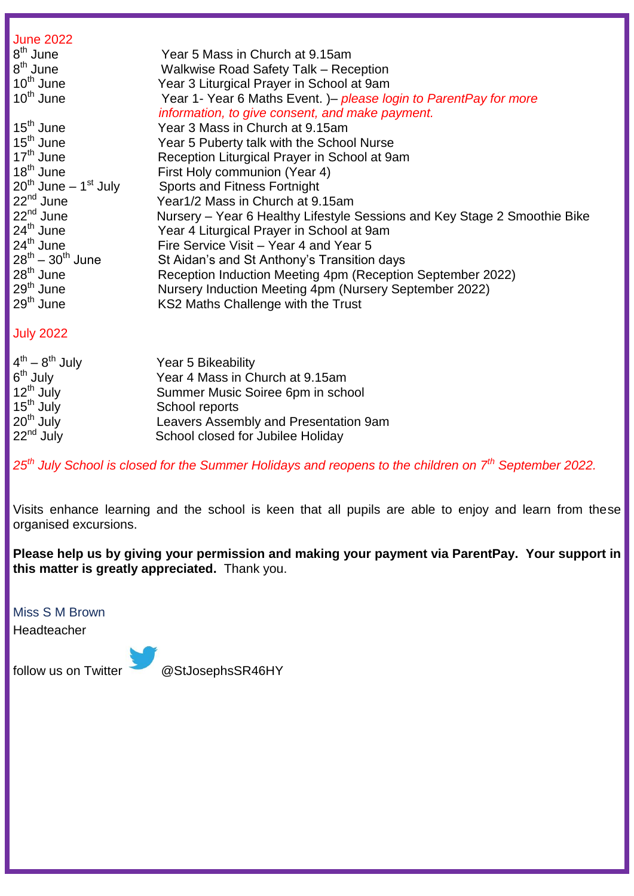## June 2022

| | |
|---|---|
| 8th June | Year 5 Mass in Church at 9.15am |
| 8th June | Walkwise Road Safety Talk – Reception |
| 10th June | Year 3 Liturgical Prayer in School at 9am |
| 10th June | Year 1- Year 6 Maths Event. )– *please login to ParentPay for more information, to give consent, and make payment.* |
| 15th June | Year 3 Mass in Church at 9.15am |
| 15th June | Year 5 Puberty talk with the School Nurse |
| 17th June | Reception Liturgical Prayer in School at 9am |
| 18th June | First Holy communion (Year 4) |
| 20th June – 1st July | Sports and Fitness Fortnight |
| 22nd June | Year1/2 Mass in Church at 9.15am |
| 22nd June | Nursery – Year 6 Healthy Lifestyle Sessions and Key Stage 2 Smoothie Bike |
| 24th June | Year 4 Liturgical Prayer in School at 9am |
| 24th June | Fire Service Visit – Year 4 and Year 5 |
| 28th – 30th June | St Aidan's and St Anthony's Transition days |
| 28th June | Reception Induction Meeting 4pm (Reception September 2022) |
| 29th June | Nursery Induction Meeting 4pm (Nursery September 2022) |
| 29th June | KS2 Maths Challenge with the Trust |

## July 2022

| | |
|---|---|
| 4th – 8th July | Year 5 Bikeability |
| 6th July | Year 4 Mass in Church at 9.15am |
| 12th July | Summer Music Soiree 6pm in school |
| 15th July | School reports |
| 20th July | Leavers Assembly and Presentation 9am |
| 22nd July | School closed for Jubilee Holiday |

*25th July School is closed for the Summer Holidays and reopens to the children on 7th September 2022.*

Visits enhance learning and the school is keen that all pupils are able to enjoy and learn from these organised excursions.

**Please help us by giving your permission and making your payment via ParentPay. Your support in this matter is greatly appreciated.** Thank you.

Miss S M Brown
Headteacher

follow us on Twitter @StJosephsSR46HY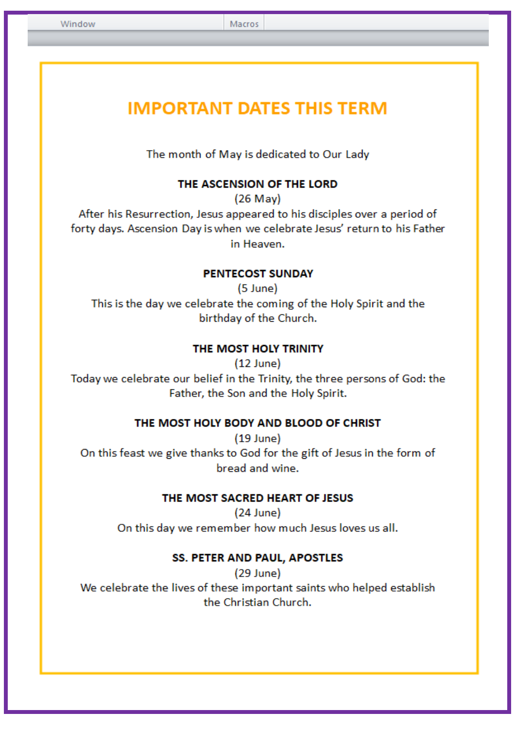# IMPORTANT DATES THIS TERM

The month of May is dedicated to Our Lady

**THE ASCENSION OF THE LORD**
(26 May)
After his Resurrection, Jesus appeared to his disciples over a period of forty days. Ascension Day is when we celebrate Jesus' return to his Father in Heaven.

**PENTECOST SUNDAY**
(5 June)
This is the day we celebrate the coming of the Holy Spirit and the birthday of the Church.

**THE MOST HOLY TRINITY**
(12 June)
Today we celebrate our belief in the Trinity, the three persons of God: the Father, the Son and the Holy Spirit.

**THE MOST HOLY BODY AND BLOOD OF CHRIST**
(19 June)
On this feast we give thanks to God for the gift of Jesus in the form of bread and wine.

**THE MOST SACRED HEART OF JESUS**
(24 June)
On this day we remember how much Jesus loves us all.

**SS. PETER AND PAUL, APOSTLES**
(29 June)
We celebrate the lives of these important saints who helped establish the Christian Church.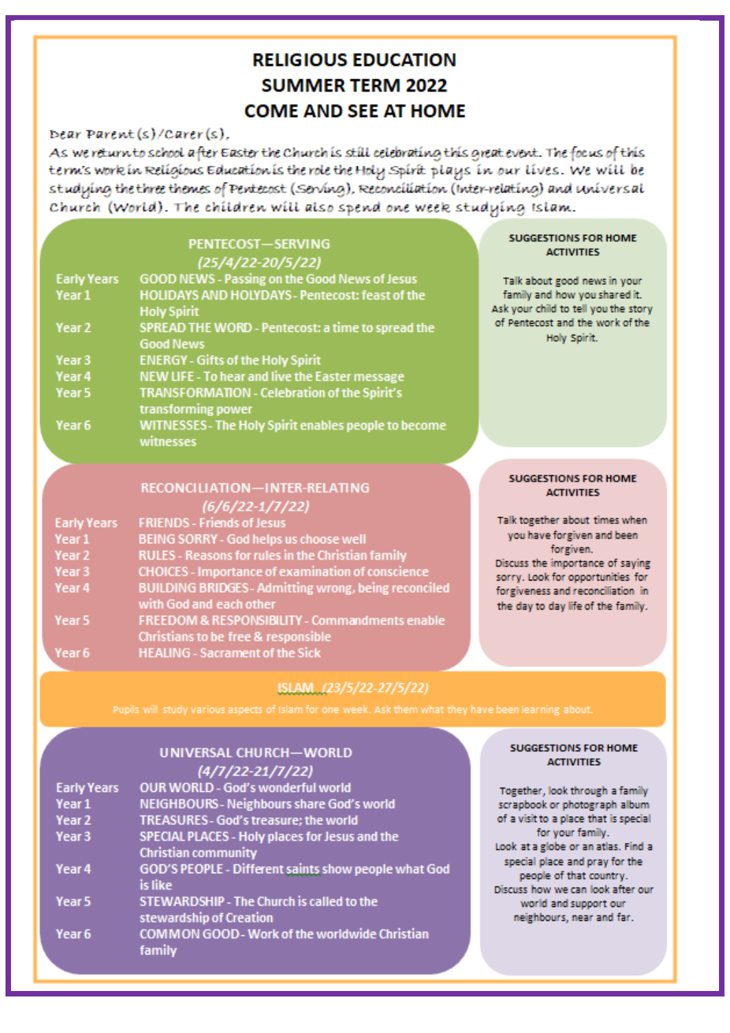# RELIGIOUS EDUCATION
# SUMMER TERM 2022
# COME AND SEE AT HOME

Dear Parent(s)/Carer(s),

As we return to school after Easter the Church is still celebrating this great event. The focus of this term's work in Religious Education is the role the Holy Spirit plays in our lives. We will be studying the three themes of Pentecost (Serving), Reconciliation (Inter-relating) and Universal Church (World). The children will also spend one week studying Islam.

## PENTECOST—SERVING

*(25/4/22-20/5/22)*

| | |
|---|---|
| Early Years | GOOD NEWS - Passing on the Good News of Jesus |
| Year 1 | HOLIDAYS AND HOLYDAYS - Pentecost: feast of the Holy Spirit |
| Year 2 | SPREAD THE WORD - Pentecost: a time to spread the Good News |
| Year 3 | ENERGY - Gifts of the Holy Spirit |
| Year 4 | NEW LIFE - To hear and live the Easter message |
| Year 5 | TRANSFORMATION - Celebration of the Spirit's transforming power |
| Year 6 | WITNESSES - The Holy Spirit enables people to become witnesses |

### SUGGESTIONS FOR HOME ACTIVITIES

Talk about good news in your family and how you shared it.
Ask your child to tell you the story of Pentecost and the work of the Holy Spirit.

## RECONCILIATION—INTER-RELATING

*(6/6/22-1/7/22)*

| | |
|---|---|
| Early Years | FRIENDS - Friends of Jesus |
| Year 1 | BEING SORRY - God helps us choose well |
| Year 2 | RULES - Reasons for rules in the Christian family |
| Year 3 | CHOICES - Importance of examination of conscience |
| Year 4 | BUILDING BRIDGES - Admitting wrong, being reconciled with God and each other |
| Year 5 | FREEDOM & RESPONSIBILITY - Commandments enable Christians to be free & responsible |
| Year 6 | HEALING - Sacrament of the Sick |

### SUGGESTIONS FOR HOME ACTIVITIES

Talk together about times when you have forgiven and been forgiven.
Discuss the importance of saying sorry. Look for opportunities for forgiveness and reconciliation in the day to day life of the family.

## ISLAM *(23/5/22-27/5/22)*

Pupils will study various aspects of Islam for one week. Ask them what they have been learning about.

## UNIVERSAL CHURCH—WORLD

*(4/7/22-21/7/22)*

| | |
|---|---|
| Early Years | OUR WORLD - God's wonderful world |
| Year 1 | NEIGHBOURS - Neighbours share God's world |
| Year 2 | TREASURES - God's treasure; the world |
| Year 3 | SPECIAL PLACES - Holy places for Jesus and the Christian community |
| Year 4 | GOD'S PEOPLE - Different saints show people what God is like |
| Year 5 | STEWARDSHIP - The Church is called to the stewardship of Creation |
| Year 6 | COMMON GOOD - Work of the worldwide Christian family |

### SUGGESTIONS FOR HOME ACTIVITIES

Together, look through a family scrapbook or photograph album of a visit to a place that is special for your family.
Look at a globe or an atlas. Find a special place and pray for the people of that country.
Discuss how we can look after our world and support our neighbours, near and far.